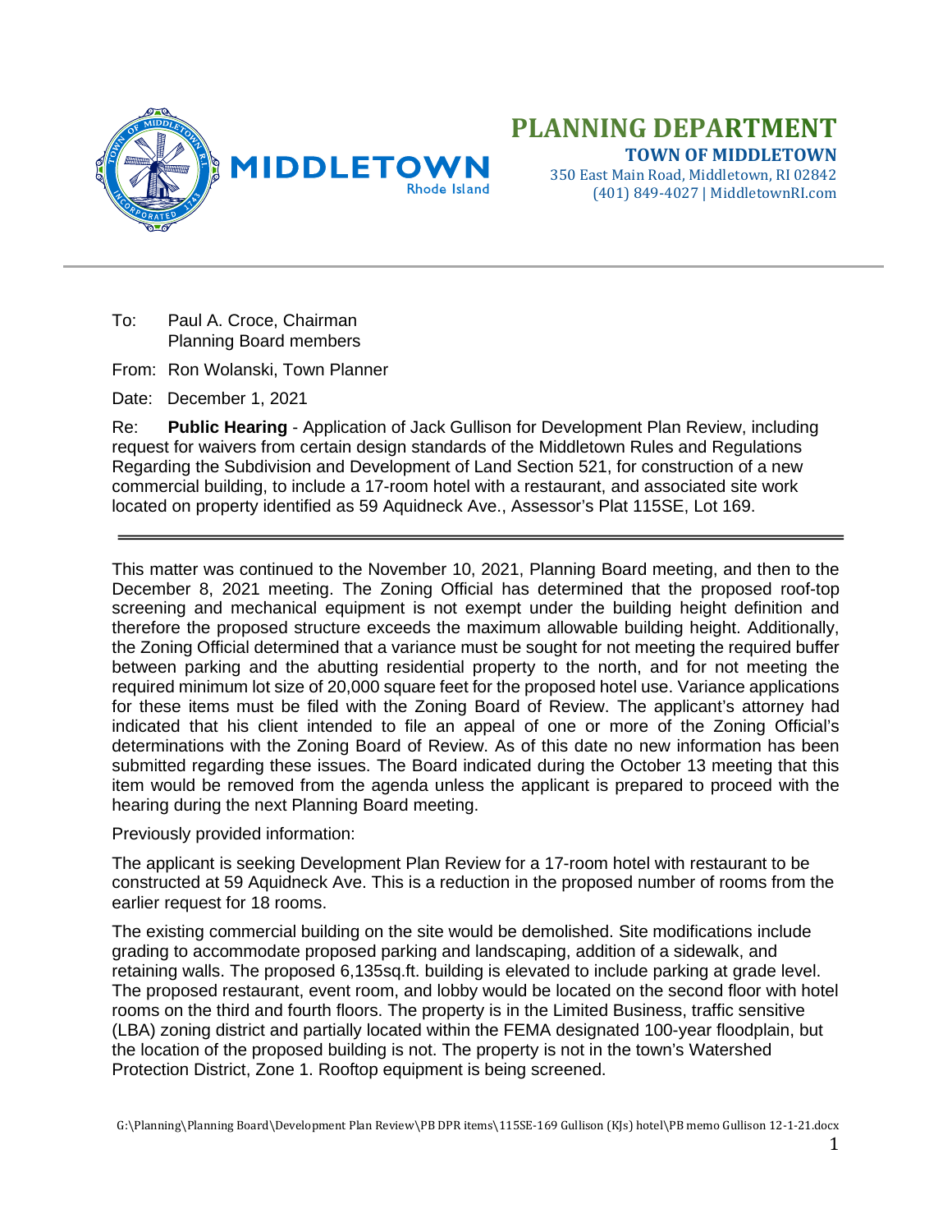# PLANNING DEPARTMENT

**TOWN OF MIDDLETOWN**

350 East Main Road, Middletown, RI 02842
(401) 849-4027 | MiddletownRI.com

---

To: Paul A. Croce, Chairman
Planning Board members

From: Ron Wolanski, Town Planner

Date: December 1, 2021

Re: **Public Hearing** - Application of Jack Gullison for Development Plan Review, including request for waivers from certain design standards of the Middletown Rules and Regulations Regarding the Subdivision and Development of Land Section 521, for construction of a new commercial building, to include a 17-room hotel with a restaurant, and associated site work located on property identified as 59 Aquidneck Ave., Assessor's Plat 115SE, Lot 169.

---

This matter was continued to the November 10, 2021, Planning Board meeting, and then to the December 8, 2021 meeting. The Zoning Official has determined that the proposed roof-top screening and mechanical equipment is not exempt under the building height definition and therefore the proposed structure exceeds the maximum allowable building height. Additionally, the Zoning Official determined that a variance must be sought for not meeting the required buffer between parking and the abutting residential property to the north, and for not meeting the required minimum lot size of 20,000 square feet for the proposed hotel use. Variance applications for these items must be filed with the Zoning Board of Review. The applicant's attorney had indicated that his client intended to file an appeal of one or more of the Zoning Official's determinations with the Zoning Board of Review. As of this date no new information has been submitted regarding these issues. The Board indicated during the October 13 meeting that this item would be removed from the agenda unless the applicant is prepared to proceed with the hearing during the next Planning Board meeting.

Previously provided information:

The applicant is seeking Development Plan Review for a 17-room hotel with restaurant to be constructed at 59 Aquidneck Ave. This is a reduction in the proposed number of rooms from the earlier request for 18 rooms.

The existing commercial building on the site would be demolished. Site modifications include grading to accommodate proposed parking and landscaping, addition of a sidewalk, and retaining walls. The proposed 6,135sq.ft. building is elevated to include parking at grade level. The proposed restaurant, event room, and lobby would be located on the second floor with hotel rooms on the third and fourth floors. The property is in the Limited Business, traffic sensitive (LBA) zoning district and partially located within the FEMA designated 100-year floodplain, but the location of the proposed building is not. The property is not in the town's Watershed Protection District, Zone 1. Rooftop equipment is being screened.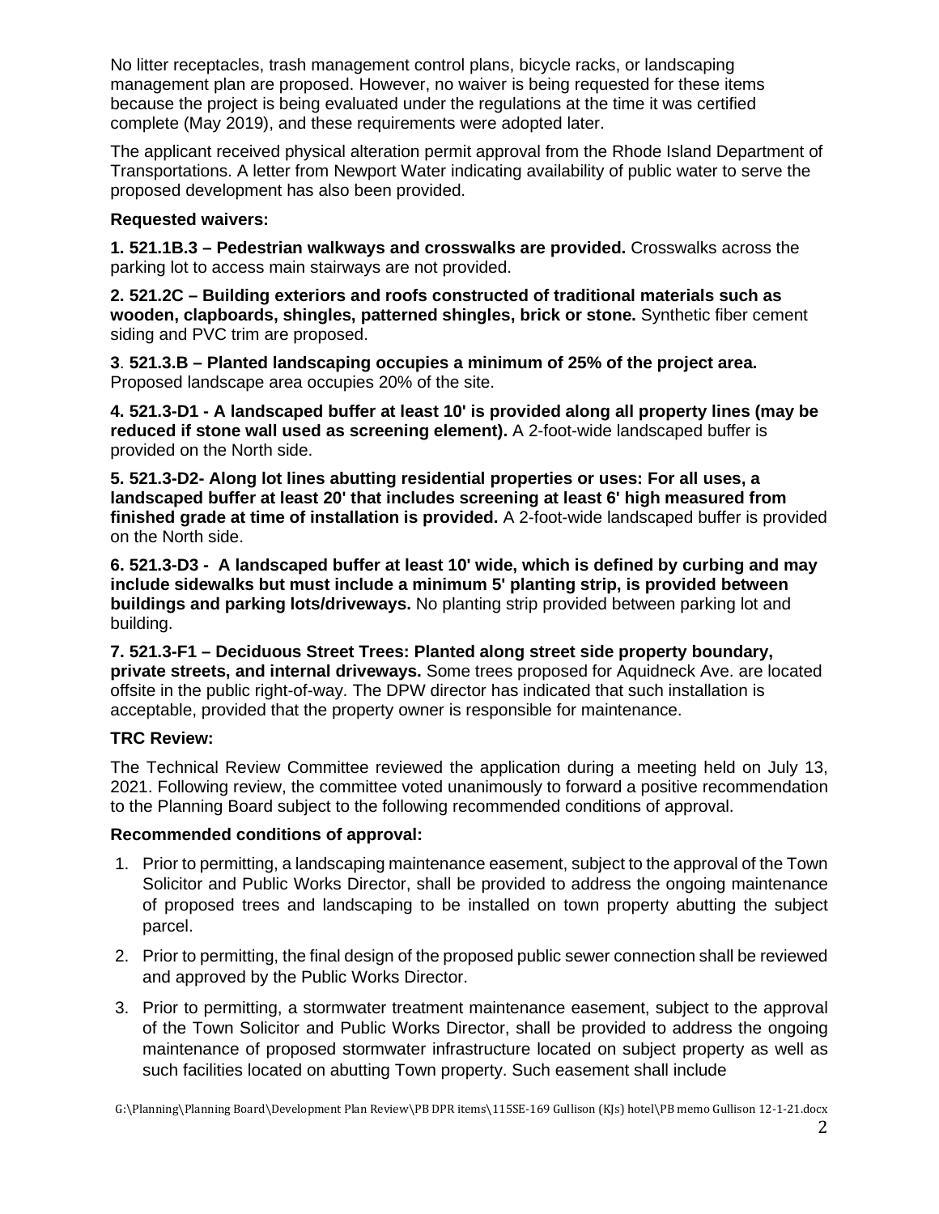No litter receptacles, trash management control plans, bicycle racks, or landscaping management plan are proposed. However, no waiver is being requested for these items because the project is being evaluated under the regulations at the time it was certified complete (May 2019), and these requirements were adopted later.

The applicant received physical alteration permit approval from the Rhode Island Department of Transportations. A letter from Newport Water indicating availability of public water to serve the proposed development has also been provided.

**Requested waivers:**

**1. 521.1B.3 – Pedestrian walkways and crosswalks are provided.** Crosswalks across the parking lot to access main stairways are not provided.

**2. 521.2C – Building exteriors and roofs constructed of traditional materials such as wooden, clapboards, shingles, patterned shingles, brick or stone.** Synthetic fiber cement siding and PVC trim are proposed.

**3**. **521.3.B – Planted landscaping occupies a minimum of 25% of the project area.** Proposed landscape area occupies 20% of the site.

**4. 521.3-D1 - A landscaped buffer at least 10' is provided along all property lines (may be reduced if stone wall used as screening element).** A 2-foot-wide landscaped buffer is provided on the North side.

**5. 521.3-D2- Along lot lines abutting residential properties or uses: For all uses, a landscaped buffer at least 20' that includes screening at least 6' high measured from finished grade at time of installation is provided.** A 2-foot-wide landscaped buffer is provided on the North side.

**6. 521.3-D3 - A landscaped buffer at least 10' wide, which is defined by curbing and may include sidewalks but must include a minimum 5' planting strip, is provided between buildings and parking lots/driveways.** No planting strip provided between parking lot and building.

**7. 521.3-F1 – Deciduous Street Trees: Planted along street side property boundary, private streets, and internal driveways.** Some trees proposed for Aquidneck Ave. are located offsite in the public right-of-way. The DPW director has indicated that such installation is acceptable, provided that the property owner is responsible for maintenance.

**TRC Review:**

The Technical Review Committee reviewed the application during a meeting held on July 13, 2021. Following review, the committee voted unanimously to forward a positive recommendation to the Planning Board subject to the following recommended conditions of approval.

**Recommended conditions of approval:**

1. Prior to permitting, a landscaping maintenance easement, subject to the approval of the Town Solicitor and Public Works Director, shall be provided to address the ongoing maintenance of proposed trees and landscaping to be installed on town property abutting the subject parcel.
2. Prior to permitting, the final design of the proposed public sewer connection shall be reviewed and approved by the Public Works Director.
3. Prior to permitting, a stormwater treatment maintenance easement, subject to the approval of the Town Solicitor and Public Works Director, shall be provided to address the ongoing maintenance of proposed stormwater infrastructure located on subject property as well as such facilities located on abutting Town property. Such easement shall include

G:\Planning\Planning Board\Development Plan Review\PB DPR items\115SE-169 Gullison (KJs) hotel\PB memo Gullison 12-1-21.docx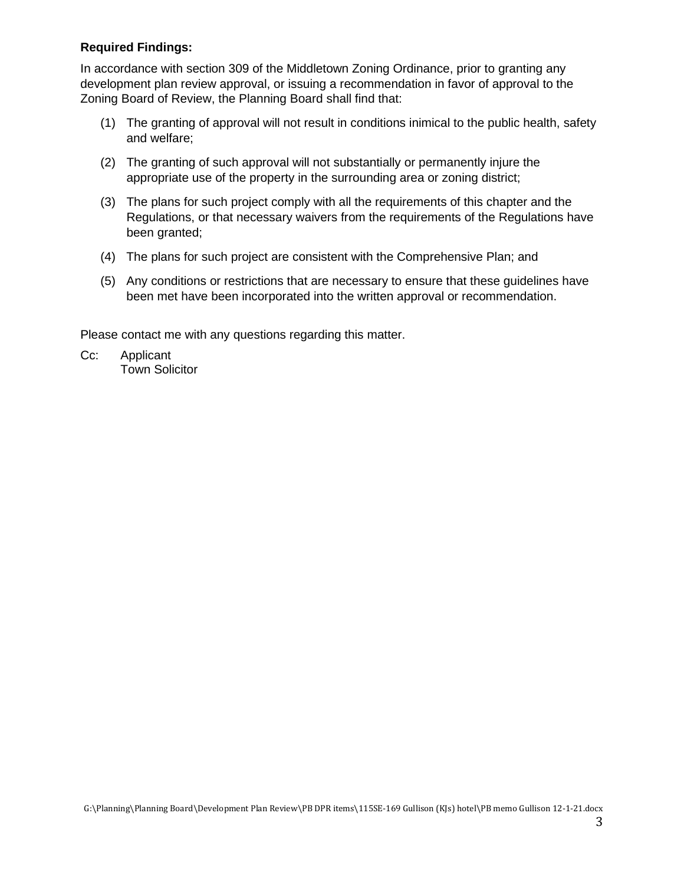**Required Findings:**

In accordance with section 309 of the Middletown Zoning Ordinance, prior to granting any development plan review approval, or issuing a recommendation in favor of approval to the Zoning Board of Review, the Planning Board shall find that:

(1) The granting of approval will not result in conditions inimical to the public health, safety and welfare;

(2) The granting of such approval will not substantially or permanently injure the appropriate use of the property in the surrounding area or zoning district;

(3) The plans for such project comply with all the requirements of this chapter and the Regulations, or that necessary waivers from the requirements of the Regulations have been granted;

(4) The plans for such project are consistent with the Comprehensive Plan; and

(5) Any conditions or restrictions that are necessary to ensure that these guidelines have been met have been incorporated into the written approval or recommendation.

Please contact me with any questions regarding this matter.

Cc: Applicant
Town Solicitor

G:\Planning\Planning Board\Development Plan Review\PB DPR items\115SE-169 Gullison (KJs) hotel\PB memo Gullison 12-1-21.docx